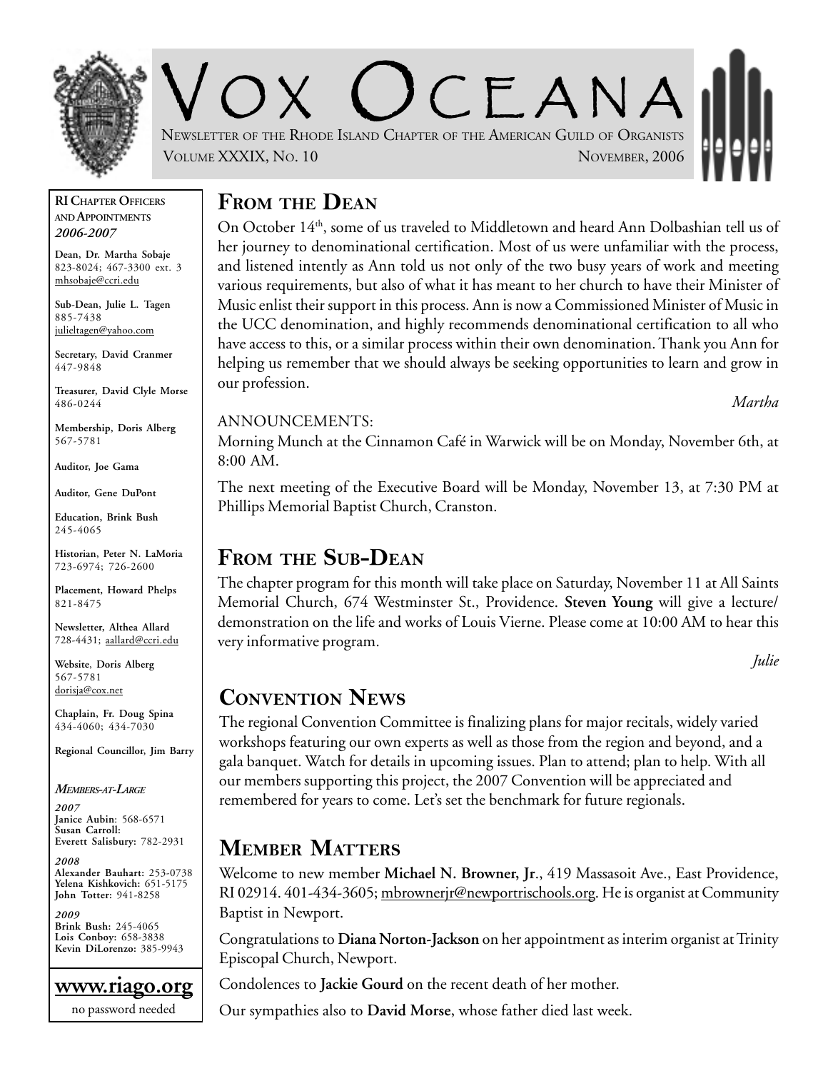# Vox Oceana

Newsletter of the Rhode Island Chapter of the American Guild of Organists

Volume XXXIX, No. 10 — November, 2006

**RI Chapter Officers and Appointments**
***2006-2007***

**Dean, Dr. Martha Sobaje**
823-8024; 467-3300 ext. 3
mhsobaje@ccri.edu

**Sub-Dean, Julie L. Tagen**
885-7438
julieltagen@yahoo.com

**Secretary, David Cranmer**
447-9848

**Treasurer, David Clyle Morse**
486-0244

**Membership, Doris Alberg**
567-5781

**Auditor, Joe Gama**

**Auditor, Gene DuPont**

**Education, Brink Bush**
245-4065

**Historian, Peter N. LaMoria**
723-6974; 726-2600

**Placement, Howard Phelps**
821-8475

**Newsletter, Althea Allard**
728-4431; aallard@ccri.edu

**Website, Doris Alberg**
567-5781
dorisja@cox.net

**Chaplain, Fr. Doug Spina**
434-4060; 434-7030

**Regional Councillor, Jim Barry**

***Members-at-Large***

***2007***
**Janice Aubin**: 568-6571
**Susan Carroll:**
**Everett Salisbury:** 782-2931

***2008***
**Alexander Bauhart:** 253-0738
**Yelena Kishkovich:** 651-5175
**John Totter:** 941-8258

***2009***
**Brink Bush:** 245-4065
**Lois Conboy:** 658-3838
**Kevin DiLorenzo:** 385-9943

**www.riago.org**
no password needed

## From the Dean

On October 14th, some of us traveled to Middletown and heard Ann Dolbashian tell us of her journey to denominational certification. Most of us were unfamiliar with the process, and listened intently as Ann told us not only of the two busy years of work and meeting various requirements, but also of what it has meant to her church to have their Minister of Music enlist their support in this process. Ann is now a Commissioned Minister of Music in the UCC denomination, and highly recommends denominational certification to all who have access to this, or a similar process within their own denomination. Thank you Ann for helping us remember that we should always be seeking opportunities to learn and grow in our profession.

*Martha*

ANNOUNCEMENTS:

Morning Munch at the Cinnamon Café in Warwick will be on Monday, November 6th, at 8:00 AM.

The next meeting of the Executive Board will be Monday, November 13, at 7:30 PM at Phillips Memorial Baptist Church, Cranston.

## From the Sub-Dean

The chapter program for this month will take place on Saturday, November 11 at All Saints Memorial Church, 674 Westminster St., Providence. **Steven Young** will give a lecture/demonstration on the life and works of Louis Vierne. Please come at 10:00 AM to hear this very informative program.

*Julie*

## Convention News

The regional Convention Committee is finalizing plans for major recitals, widely varied workshops featuring our own experts as well as those from the region and beyond, and a gala banquet. Watch for details in upcoming issues. Plan to attend; plan to help. With all our members supporting this project, the 2007 Convention will be appreciated and remembered for years to come. Let's set the benchmark for future regionals.

## Member Matters

Welcome to new member **Michael N. Browner, Jr**., 419 Massasoit Ave., East Providence, RI 02914. 401-434-3605; mbrownerjr@newportrischools.org. He is organist at Community Baptist in Newport.

Congratulations to **Diana Norton-Jackson** on her appointment as interim organist at Trinity Episcopal Church, Newport.

Condolences to **Jackie Gourd** on the recent death of her mother.

Our sympathies also to **David Morse**, whose father died last week.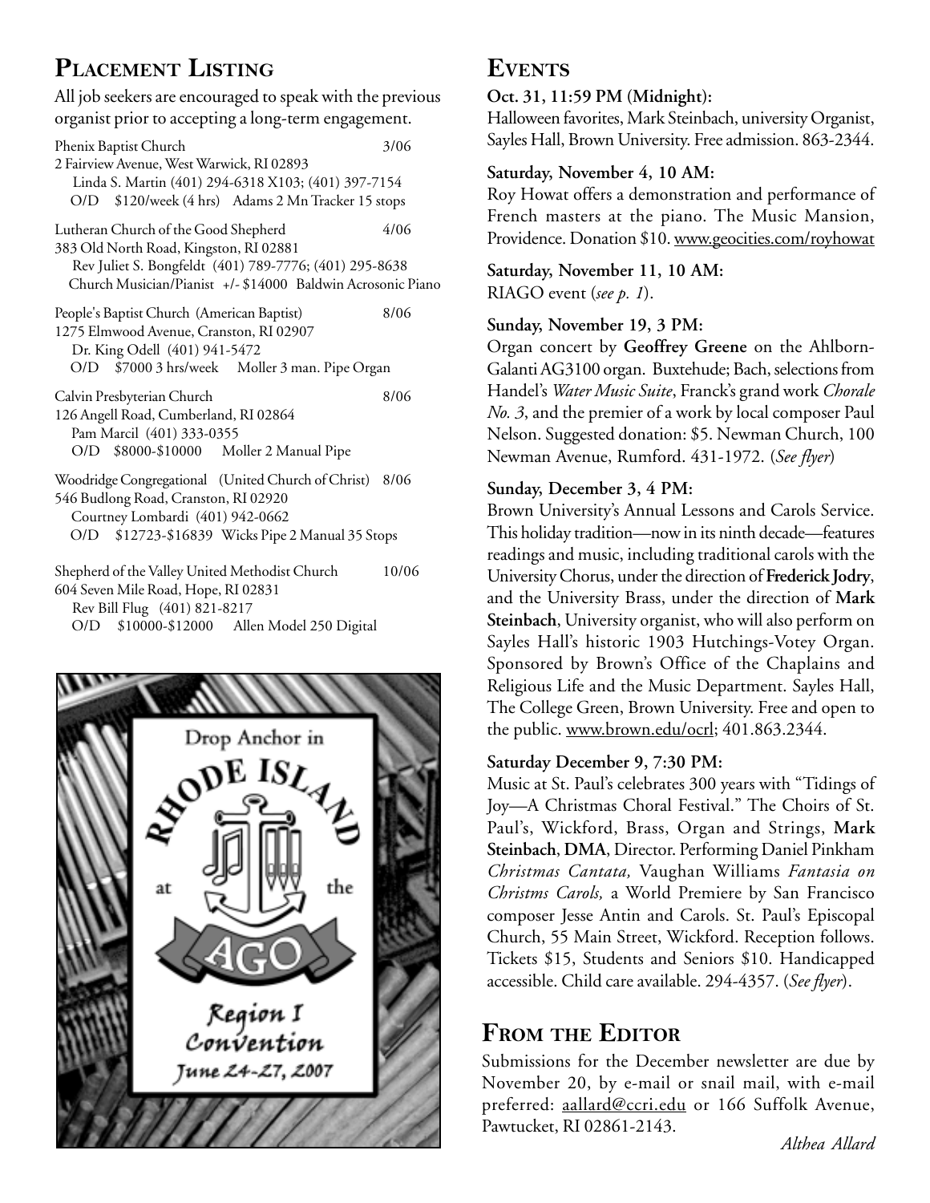## Placement Listing

All job seekers are encouraged to speak with the previous organist prior to accepting a long-term engagement.

Phenix Baptist Church 3/06
2 Fairview Avenue, West Warwick, RI 02893
Linda S. Martin (401) 294-6318 X103; (401) 397-7154
O/D $120/week (4 hrs) Adams 2 Mn Tracker 15 stops

Lutheran Church of the Good Shepherd 4/06
383 Old North Road, Kingston, RI 02881
Rev Juliet S. Bongfeldt (401) 789-7776; (401) 295-8638
Church Musician/Pianist +/- $14000 Baldwin Acrosonic Piano

People's Baptist Church (American Baptist) 8/06
1275 Elmwood Avenue, Cranston, RI 02907
Dr. King Odell (401) 941-5472
O/D $7000 3 hrs/week Moller 3 man. Pipe Organ

Calvin Presbyterian Church 8/06
126 Angell Road, Cumberland, RI 02864
Pam Marcil (401) 333-0355
O/D $8000-$10000 Moller 2 Manual Pipe

Woodridge Congregational (United Church of Christ) 8/06
546 Budlong Road, Cranston, RI 02920
Courtney Lombardi (401) 942-0662
O/D $12723-$16839 Wicks Pipe 2 Manual 35 Stops

Shepherd of the Valley United Methodist Church 10/06
604 Seven Mile Road, Hope, RI 02831
Rev Bill Flug (401) 821-8217
O/D $10000-$12000 Allen Model 250 Digital

Drop Anchor in RHODE ISLAND at the AGO
Region I Convention
June 24-27, 2007

## Events

**Oct. 31, 11:59 PM (Midnight):**
Halloween favorites, Mark Steinbach, university Organist, Sayles Hall, Brown University. Free admission. 863-2344.

**Saturday, November 4, 10 AM:**
Roy Howat offers a demonstration and performance of French masters at the piano. The Music Mansion, Providence. Donation $10. www.geocities.com/royhowat

**Saturday, November 11, 10 AM:**
RIAGO event (*see p. 1*).

**Sunday, November 19, 3 PM:**
Organ concert by **Geoffrey Greene** on the Ahlborn-Galanti AG3100 organ. Buxtehude; Bach, selections from Handel's *Water Music Suite*, Franck's grand work *Chorale No. 3*, and the premier of a work by local composer Paul Nelson. Suggested donation: $5. Newman Church, 100 Newman Avenue, Rumford. 431-1972. (*See flyer*)

**Sunday, December 3, 4 PM:**
Brown University's Annual Lessons and Carols Service. This holiday tradition—now in its ninth decade—features readings and music, including traditional carols with the University Chorus, under the direction of **Frederick Jodry**, and the University Brass, under the direction of **Mark Steinbach**, University organist, who will also perform on Sayles Hall's historic 1903 Hutchings-Votey Organ. Sponsored by Brown's Office of the Chaplains and Religious Life and the Music Department. Sayles Hall, The College Green, Brown University. Free and open to the public. www.brown.edu/ocrl; 401.863.2344.

**Saturday December 9, 7:30 PM:**
Music at St. Paul's celebrates 300 years with "Tidings of Joy—A Christmas Choral Festival." The Choirs of St. Paul's, Wickford, Brass, Organ and Strings, **Mark Steinbach, DMA**, Director. Performing Daniel Pinkham *Christmas Cantata,* Vaughan Williams *Fantasia on Christms Carols,* a World Premiere by San Francisco composer Jesse Antin and Carols. St. Paul's Episcopal Church, 55 Main Street, Wickford. Reception follows. Tickets $15, Students and Seniors $10. Handicapped accessible. Child care available. 294-4357. (*See flyer*).

## From the Editor

Submissions for the December newsletter are due by November 20, by e-mail or snail mail, with e-mail preferred: aallard@ccri.edu or 166 Suffolk Avenue, Pawtucket, RI 02861-2143.

*Althea Allard*